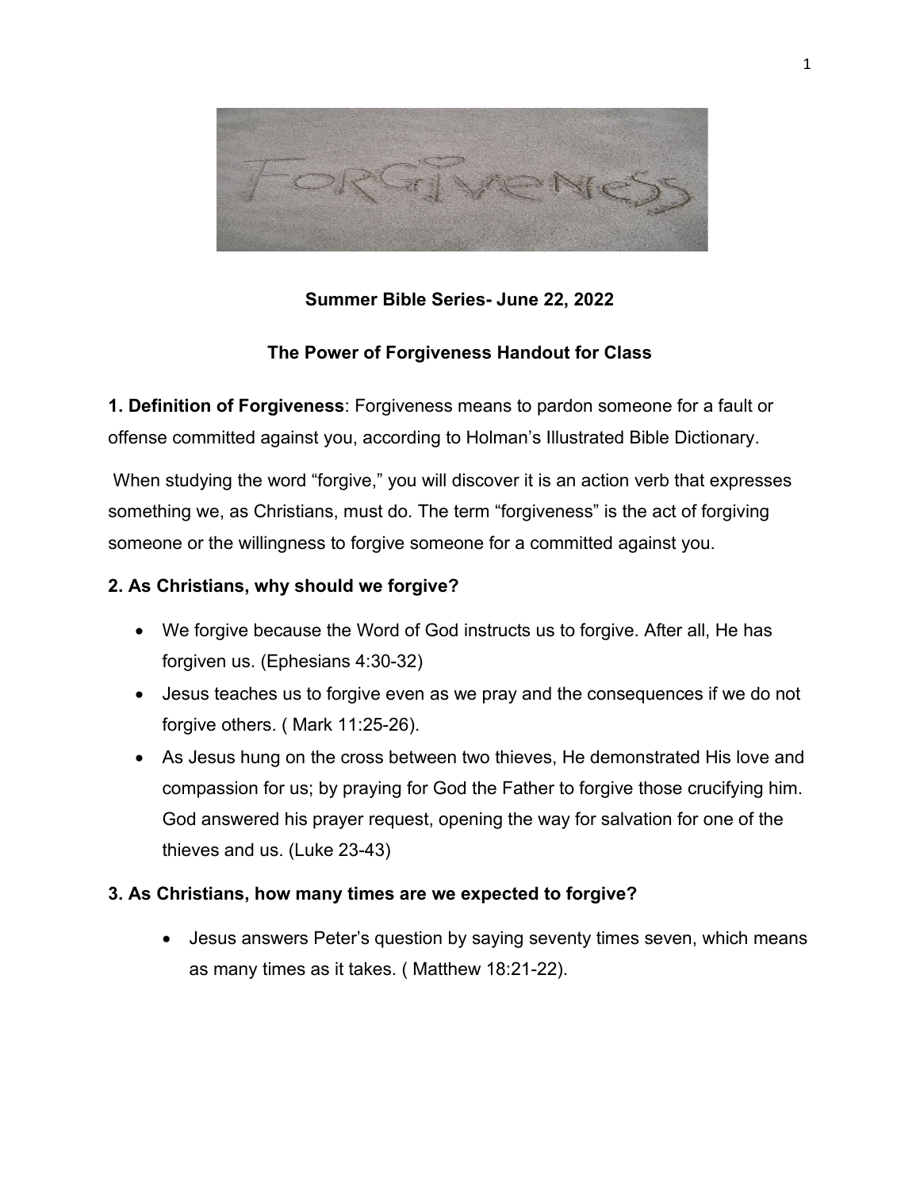**Summer Bible Series- June 22, 2022**

**The Power of Forgiveness Handout for Class**

**1. Definition of Forgiveness**: Forgiveness means to pardon someone for a fault or offense committed against you, according to Holman's Illustrated Bible Dictionary.

When studying the word "forgive," you will discover it is an action verb that expresses something we, as Christians, must do. The term "forgiveness" is the act of forgiving someone or the willingness to forgive someone for a committed against you.

**2. As Christians, why should we forgive?**

- We forgive because the Word of God instructs us to forgive. After all, He has forgiven us. (Ephesians 4:30-32)
- Jesus teaches us to forgive even as we pray and the consequences if we do not forgive others. ( Mark 11:25-26).
- As Jesus hung on the cross between two thieves, He demonstrated His love and compassion for us; by praying for God the Father to forgive those crucifying him. God answered his prayer request, opening the way for salvation for one of the thieves and us. (Luke 23-43)

**3. As Christians, how many times are we expected to forgive?**

- Jesus answers Peter's question by saying seventy times seven, which means as many times as it takes. ( Matthew 18:21-22).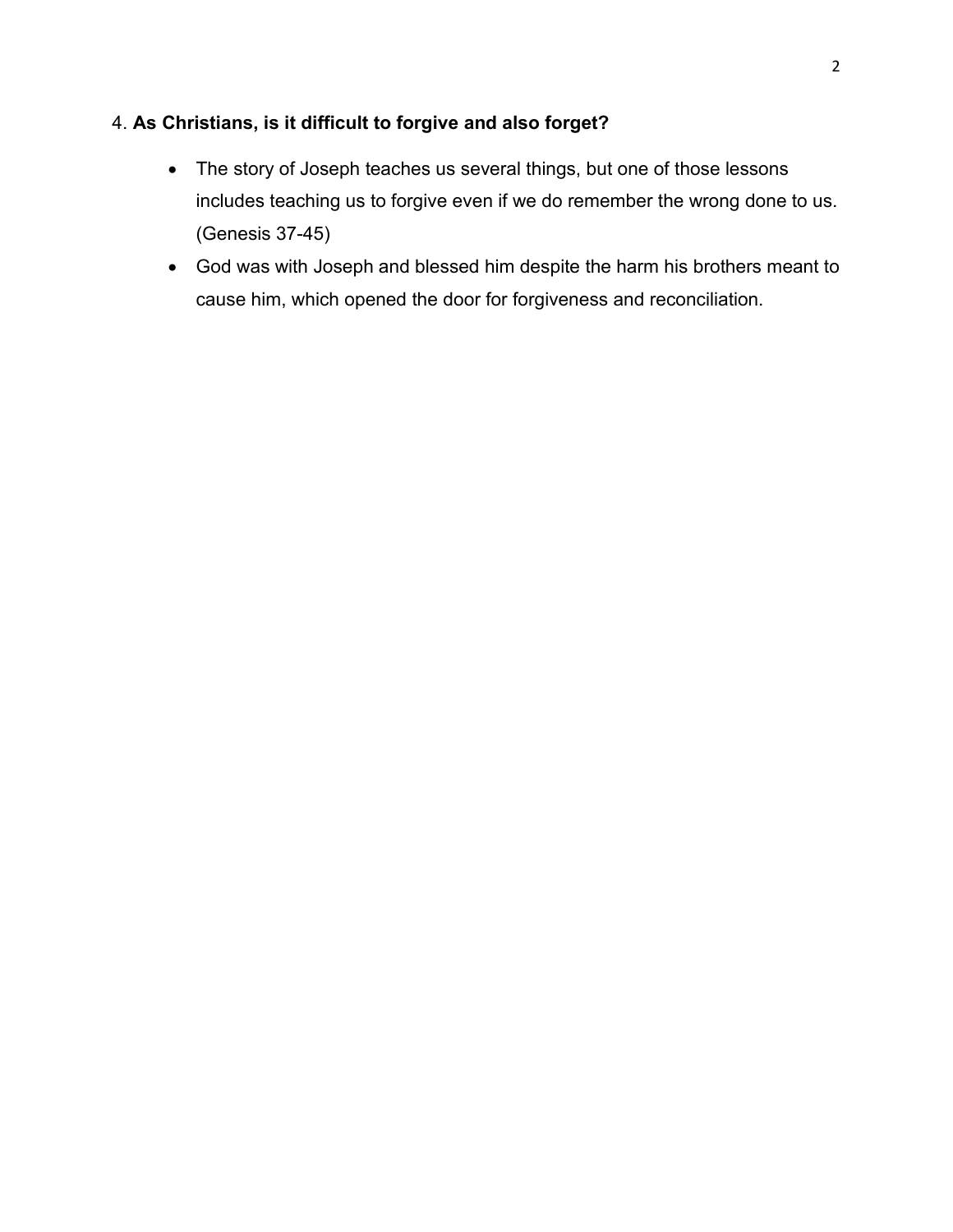4. **As Christians, is it difficult to forgive and also forget?**

- The story of Joseph teaches us several things, but one of those lessons includes teaching us to forgive even if we do remember the wrong done to us. (Genesis 37-45)
- God was with Joseph and blessed him despite the harm his brothers meant to cause him, which opened the door for forgiveness and reconciliation.